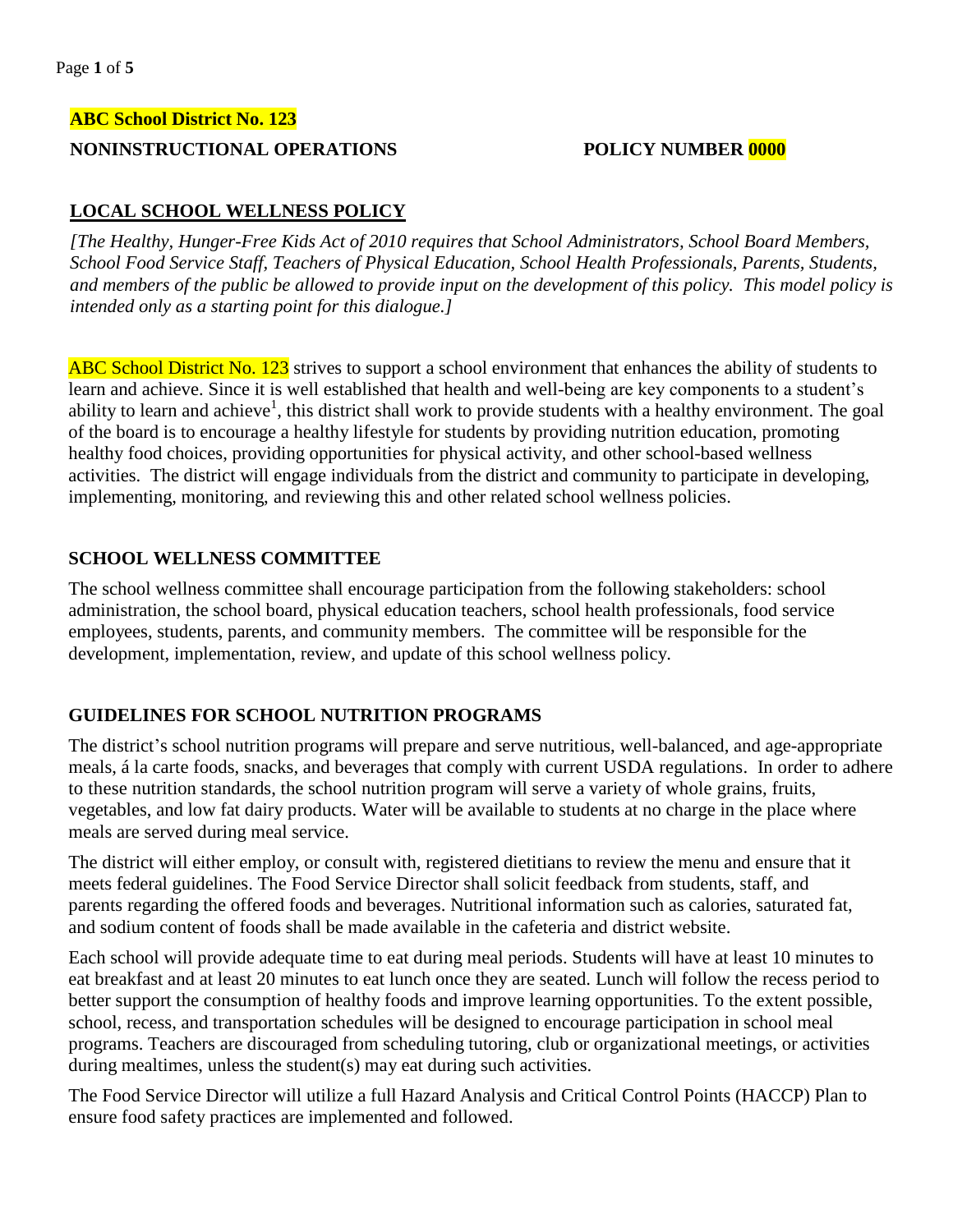**ABC School District No. 123**

**NONINSTRUCTIONAL OPERATIONS** **POLICY NUMBER 0000**

## LOCAL SCHOOL WELLNESS POLICY

*[The Healthy, Hunger-Free Kids Act of 2010 requires that School Administrators, School Board Members, School Food Service Staff, Teachers of Physical Education, School Health Professionals, Parents, Students, and members of the public be allowed to provide input on the development of this policy. This model policy is intended only as a starting point for this dialogue.]*

ABC School District No. 123 strives to support a school environment that enhances the ability of students to learn and achieve. Since it is well established that health and well-being are key components to a student's ability to learn and achieve[1], this district shall work to provide students with a healthy environment. The goal of the board is to encourage a healthy lifestyle for students by providing nutrition education, promoting healthy food choices, providing opportunities for physical activity, and other school-based wellness activities. The district will engage individuals from the district and community to participate in developing, implementing, monitoring, and reviewing this and other related school wellness policies.

### SCHOOL WELLNESS COMMITTEE

The school wellness committee shall encourage participation from the following stakeholders: school administration, the school board, physical education teachers, school health professionals, food service employees, students, parents, and community members. The committee will be responsible for the development, implementation, review, and update of this school wellness policy.

### GUIDELINES FOR SCHOOL NUTRITION PROGRAMS

The district's school nutrition programs will prepare and serve nutritious, well-balanced, and age-appropriate meals, á la carte foods, snacks, and beverages that comply with current USDA regulations. In order to adhere to these nutrition standards, the school nutrition program will serve a variety of whole grains, fruits, vegetables, and low fat dairy products. Water will be available to students at no charge in the place where meals are served during meal service.

The district will either employ, or consult with, registered dietitians to review the menu and ensure that it meets federal guidelines. The Food Service Director shall solicit feedback from students, staff, and parents regarding the offered foods and beverages. Nutritional information such as calories, saturated fat, and sodium content of foods shall be made available in the cafeteria and district website.

Each school will provide adequate time to eat during meal periods. Students will have at least 10 minutes to eat breakfast and at least 20 minutes to eat lunch once they are seated. Lunch will follow the recess period to better support the consumption of healthy foods and improve learning opportunities. To the extent possible, school, recess, and transportation schedules will be designed to encourage participation in school meal programs. Teachers are discouraged from scheduling tutoring, club or organizational meetings, or activities during mealtimes, unless the student(s) may eat during such activities.

The Food Service Director will utilize a full Hazard Analysis and Critical Control Points (HACCP) Plan to ensure food safety practices are implemented and followed.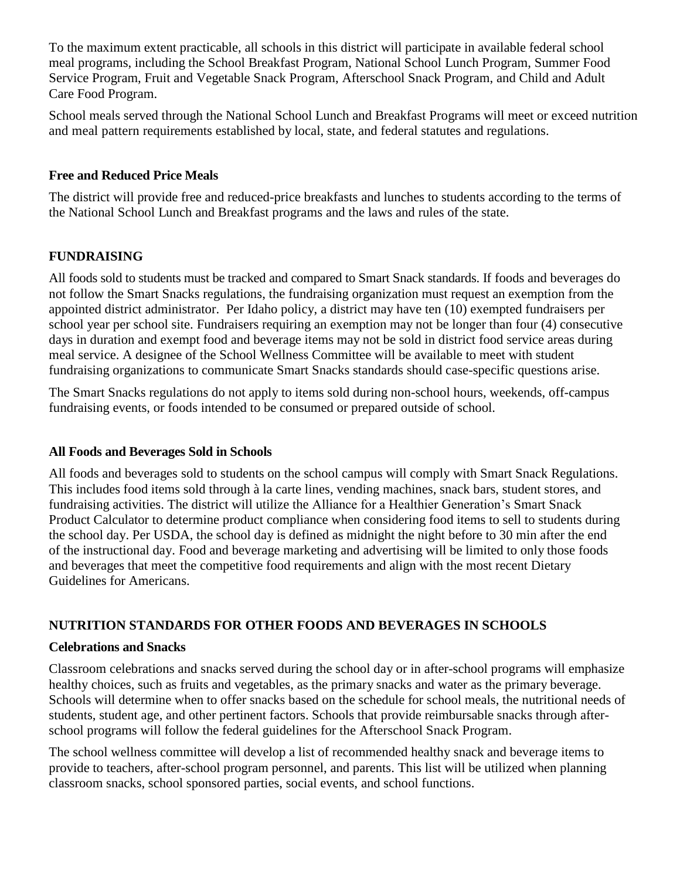To the maximum extent practicable, all schools in this district will participate in available federal school meal programs, including the School Breakfast Program, National School Lunch Program, Summer Food Service Program, Fruit and Vegetable Snack Program, Afterschool Snack Program, and Child and Adult Care Food Program.

School meals served through the National School Lunch and Breakfast Programs will meet or exceed nutrition and meal pattern requirements established by local, state, and federal statutes and regulations.

### Free and Reduced Price Meals

The district will provide free and reduced-price breakfasts and lunches to students according to the terms of the National School Lunch and Breakfast programs and the laws and rules of the state.

## FUNDRAISING

All foods sold to students must be tracked and compared to Smart Snack standards. If foods and beverages do not follow the Smart Snacks regulations, the fundraising organization must request an exemption from the appointed district administrator. Per Idaho policy, a district may have ten (10) exempted fundraisers per school year per school site. Fundraisers requiring an exemption may not be longer than four (4) consecutive days in duration and exempt food and beverage items may not be sold in district food service areas during meal service. A designee of the School Wellness Committee will be available to meet with student fundraising organizations to communicate Smart Snacks standards should case-specific questions arise.

The Smart Snacks regulations do not apply to items sold during non-school hours, weekends, off-campus fundraising events, or foods intended to be consumed or prepared outside of school.

### All Foods and Beverages Sold in Schools

All foods and beverages sold to students on the school campus will comply with Smart Snack Regulations. This includes food items sold through à la carte lines, vending machines, snack bars, student stores, and fundraising activities. The district will utilize the Alliance for a Healthier Generation's Smart Snack Product Calculator to determine product compliance when considering food items to sell to students during the school day. Per USDA, the school day is defined as midnight the night before to 30 min after the end of the instructional day. Food and beverage marketing and advertising will be limited to only those foods and beverages that meet the competitive food requirements and align with the most recent Dietary Guidelines for Americans.

## NUTRITION STANDARDS FOR OTHER FOODS AND BEVERAGES IN SCHOOLS

### Celebrations and Snacks

Classroom celebrations and snacks served during the school day or in after-school programs will emphasize healthy choices, such as fruits and vegetables, as the primary snacks and water as the primary beverage. Schools will determine when to offer snacks based on the schedule for school meals, the nutritional needs of students, student age, and other pertinent factors. Schools that provide reimbursable snacks through after-school programs will follow the federal guidelines for the Afterschool Snack Program.

The school wellness committee will develop a list of recommended healthy snack and beverage items to provide to teachers, after-school program personnel, and parents. This list will be utilized when planning classroom snacks, school sponsored parties, social events, and school functions.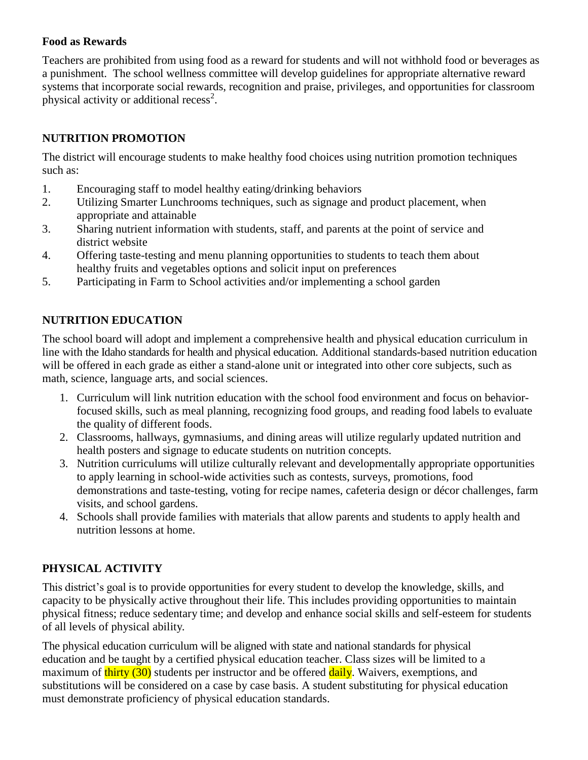**Food as Rewards**

Teachers are prohibited from using food as a reward for students and will not withhold food or beverages as a punishment. The school wellness committee will develop guidelines for appropriate alternative reward systems that incorporate social rewards, recognition and praise, privileges, and opportunities for classroom physical activity or additional recess[2].

## NUTRITION PROMOTION

The district will encourage students to make healthy food choices using nutrition promotion techniques such as:

1. Encouraging staff to model healthy eating/drinking behaviors
2. Utilizing Smarter Lunchrooms techniques, such as signage and product placement, when appropriate and attainable
3. Sharing nutrient information with students, staff, and parents at the point of service and district website
4. Offering taste-testing and menu planning opportunities to students to teach them about healthy fruits and vegetables options and solicit input on preferences
5. Participating in Farm to School activities and/or implementing a school garden

## NUTRITION EDUCATION

The school board will adopt and implement a comprehensive health and physical education curriculum in line with the Idaho standards for health and physical education. Additional standards-based nutrition education will be offered in each grade as either a stand-alone unit or integrated into other core subjects, such as math, science, language arts, and social sciences.

1. Curriculum will link nutrition education with the school food environment and focus on behavior-focused skills, such as meal planning, recognizing food groups, and reading food labels to evaluate the quality of different foods.
2. Classrooms, hallways, gymnasiums, and dining areas will utilize regularly updated nutrition and health posters and signage to educate students on nutrition concepts.
3. Nutrition curriculums will utilize culturally relevant and developmentally appropriate opportunities to apply learning in school-wide activities such as contests, surveys, promotions, food demonstrations and taste-testing, voting for recipe names, cafeteria design or décor challenges, farm visits, and school gardens.
4. Schools shall provide families with materials that allow parents and students to apply health and nutrition lessons at home.

## PHYSICAL ACTIVITY

This district's goal is to provide opportunities for every student to develop the knowledge, skills, and capacity to be physically active throughout their life. This includes providing opportunities to maintain physical fitness; reduce sedentary time; and develop and enhance social skills and self-esteem for students of all levels of physical ability.

The physical education curriculum will be aligned with state and national standards for physical education and be taught by a certified physical education teacher. Class sizes will be limited to a maximum of thirty (30) students per instructor and be offered daily. Waivers, exemptions, and substitutions will be considered on a case by case basis. A student substituting for physical education must demonstrate proficiency of physical education standards.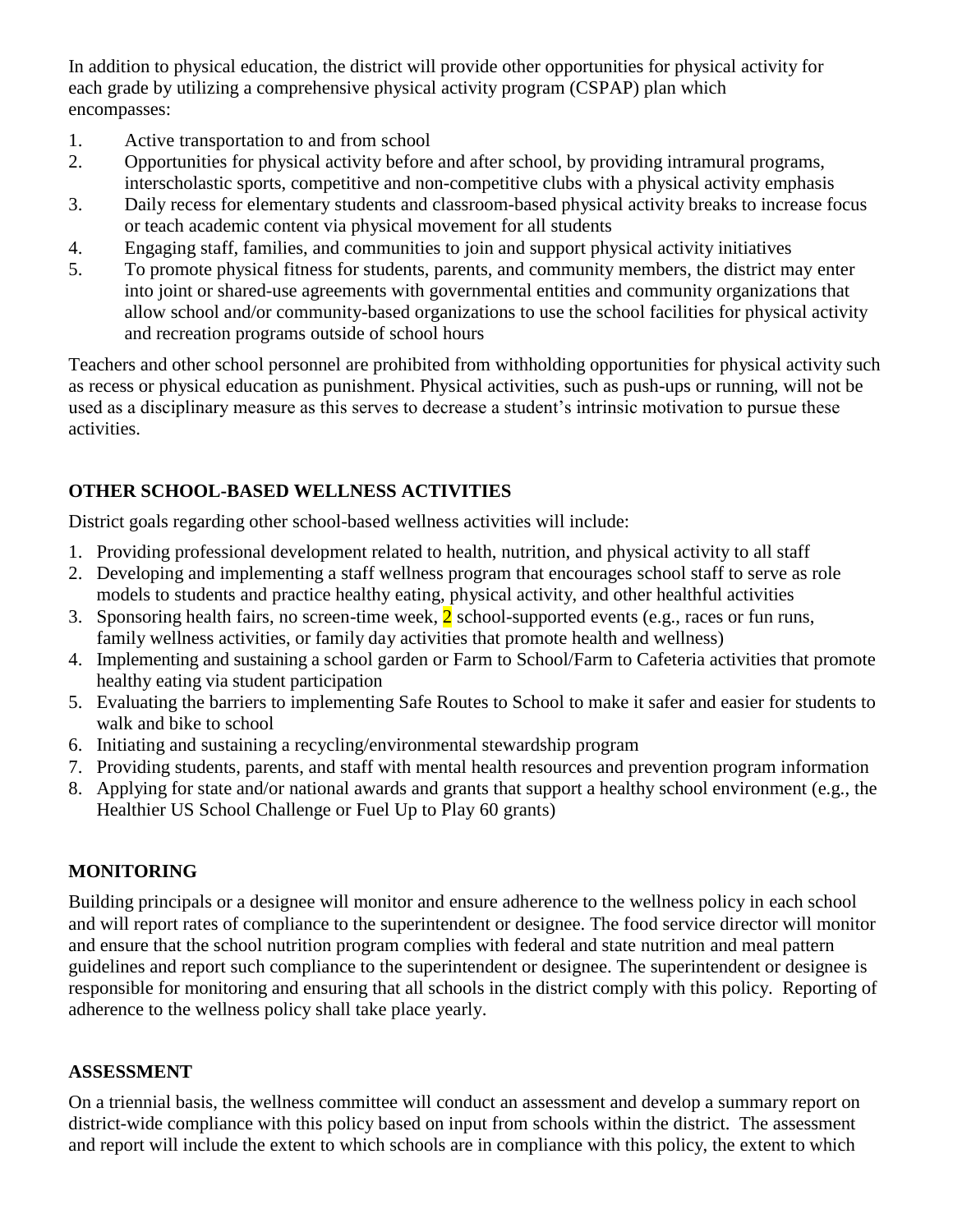In addition to physical education, the district will provide other opportunities for physical activity for each grade by utilizing a comprehensive physical activity program (CSPAP) plan which encompasses:

1. Active transportation to and from school
2. Opportunities for physical activity before and after school, by providing intramural programs, interscholastic sports, competitive and non-competitive clubs with a physical activity emphasis
3. Daily recess for elementary students and classroom-based physical activity breaks to increase focus or teach academic content via physical movement for all students
4. Engaging staff, families, and communities to join and support physical activity initiatives
5. To promote physical fitness for students, parents, and community members, the district may enter into joint or shared-use agreements with governmental entities and community organizations that allow school and/or community-based organizations to use the school facilities for physical activity and recreation programs outside of school hours

Teachers and other school personnel are prohibited from withholding opportunities for physical activity such as recess or physical education as punishment. Physical activities, such as push-ups or running, will not be used as a disciplinary measure as this serves to decrease a student's intrinsic motivation to pursue these activities.

## OTHER SCHOOL-BASED WELLNESS ACTIVITIES

District goals regarding other school-based wellness activities will include:

1. Providing professional development related to health, nutrition, and physical activity to all staff
2. Developing and implementing a staff wellness program that encourages school staff to serve as role models to students and practice healthy eating, physical activity, and other healthful activities
3. Sponsoring health fairs, no screen-time week, 2 school-supported events (e.g., races or fun runs, family wellness activities, or family day activities that promote health and wellness)
4. Implementing and sustaining a school garden or Farm to School/Farm to Cafeteria activities that promote healthy eating via student participation
5. Evaluating the barriers to implementing Safe Routes to School to make it safer and easier for students to walk and bike to school
6. Initiating and sustaining a recycling/environmental stewardship program
7. Providing students, parents, and staff with mental health resources and prevention program information
8. Applying for state and/or national awards and grants that support a healthy school environment (e.g., the Healthier US School Challenge or Fuel Up to Play 60 grants)

## MONITORING

Building principals or a designee will monitor and ensure adherence to the wellness policy in each school and will report rates of compliance to the superintendent or designee. The food service director will monitor and ensure that the school nutrition program complies with federal and state nutrition and meal pattern guidelines and report such compliance to the superintendent or designee. The superintendent or designee is responsible for monitoring and ensuring that all schools in the district comply with this policy. Reporting of adherence to the wellness policy shall take place yearly.

## ASSESSMENT

On a triennial basis, the wellness committee will conduct an assessment and develop a summary report on district-wide compliance with this policy based on input from schools within the district. The assessment and report will include the extent to which schools are in compliance with this policy, the extent to which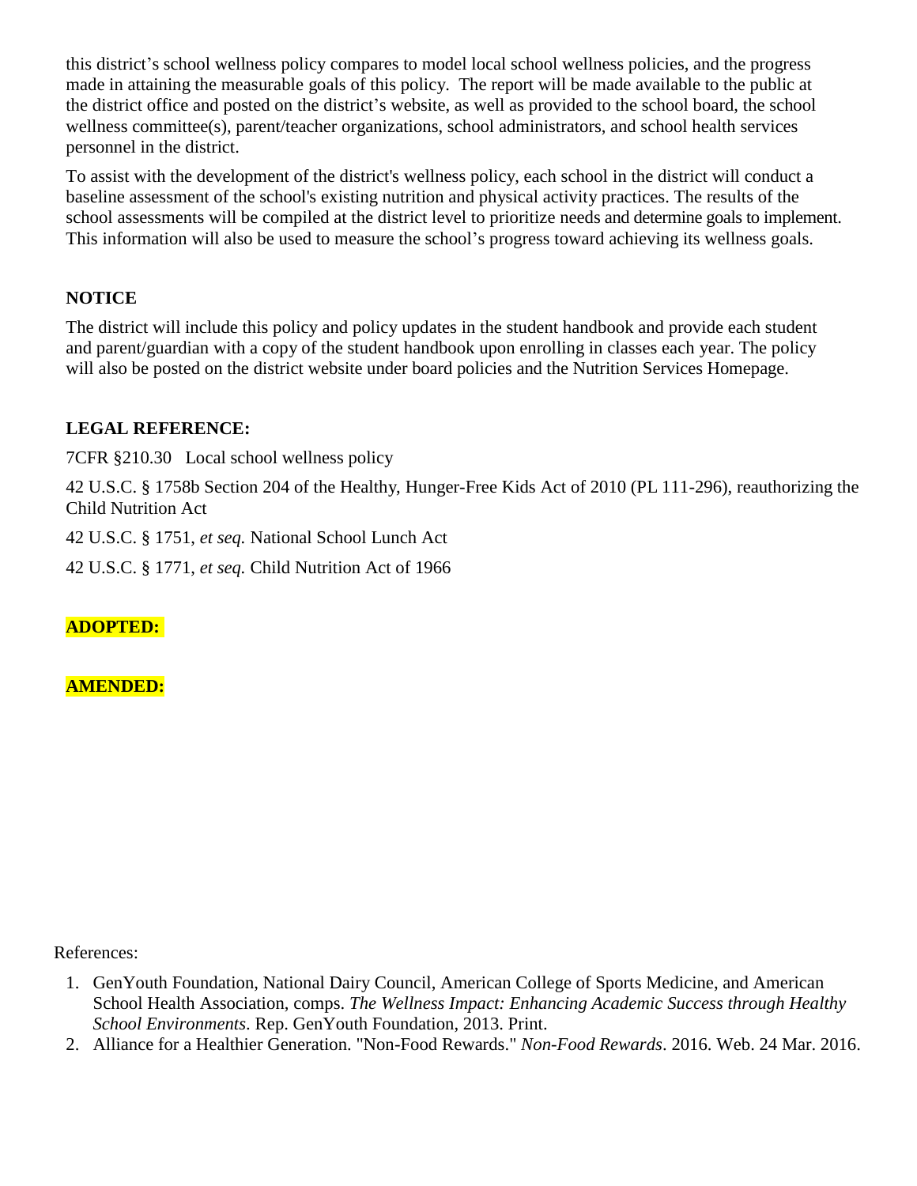this district's school wellness policy compares to model local school wellness policies, and the progress made in attaining the measurable goals of this policy. The report will be made available to the public at the district office and posted on the district's website, as well as provided to the school board, the school wellness committee(s), parent/teacher organizations, school administrators, and school health services personnel in the district.

To assist with the development of the district's wellness policy, each school in the district will conduct a baseline assessment of the school's existing nutrition and physical activity practices. The results of the school assessments will be compiled at the district level to prioritize needs and determine goals to implement. This information will also be used to measure the school's progress toward achieving its wellness goals.

**NOTICE**

The district will include this policy and policy updates in the student handbook and provide each student and parent/guardian with a copy of the student handbook upon enrolling in classes each year. The policy will also be posted on the district website under board policies and the Nutrition Services Homepage.

**LEGAL REFERENCE:**

7CFR §210.30 Local school wellness policy

42 U.S.C. § 1758b Section 204 of the Healthy, Hunger-Free Kids Act of 2010 (PL 111-296), reauthorizing the Child Nutrition Act

42 U.S.C. § 1751, *et seq.* National School Lunch Act

42 U.S.C. § 1771, *et seq.* Child Nutrition Act of 1966

**ADOPTED:**

**AMENDED:**

References:

1. GenYouth Foundation, National Dairy Council, American College of Sports Medicine, and American School Health Association, comps. *The Wellness Impact: Enhancing Academic Success through Healthy School Environments*. Rep. GenYouth Foundation, 2013. Print.
2. Alliance for a Healthier Generation. "Non-Food Rewards." *Non-Food Rewards*. 2016. Web. 24 Mar. 2016.